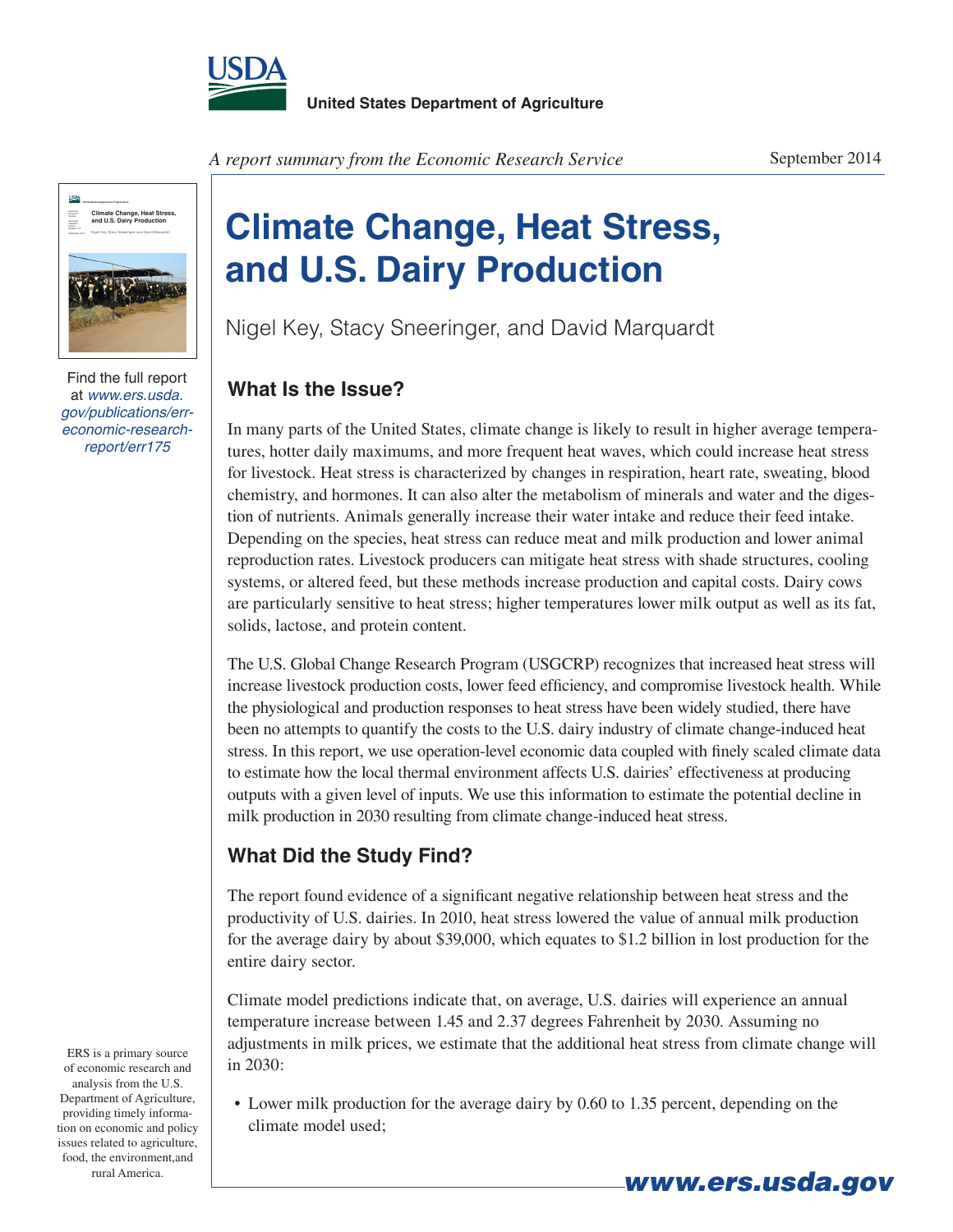United States Department of Agriculture

*A report summary from the Economic Research Service*

September 2014

# Climate Change, Heat Stress, and U.S. Dairy Production

Nigel Key, Stacy Sneeringer, and David Marquardt

Find the full report at *www.ers.usda.gov/publications/err-economic-research-report/err175*

## What Is the Issue?

In many parts of the United States, climate change is likely to result in higher average temperatures, hotter daily maximums, and more frequent heat waves, which could increase heat stress for livestock. Heat stress is characterized by changes in respiration, heart rate, sweating, blood chemistry, and hormones. It can also alter the metabolism of minerals and water and the digestion of nutrients. Animals generally increase their water intake and reduce their feed intake. Depending on the species, heat stress can reduce meat and milk production and lower animal reproduction rates. Livestock producers can mitigate heat stress with shade structures, cooling systems, or altered feed, but these methods increase production and capital costs. Dairy cows are particularly sensitive to heat stress; higher temperatures lower milk output as well as its fat, solids, lactose, and protein content.

The U.S. Global Change Research Program (USGCRP) recognizes that increased heat stress will increase livestock production costs, lower feed efficiency, and compromise livestock health. While the physiological and production responses to heat stress have been widely studied, there have been no attempts to quantify the costs to the U.S. dairy industry of climate change-induced heat stress. In this report, we use operation-level economic data coupled with finely scaled climate data to estimate how the local thermal environment affects U.S. dairies' effectiveness at producing outputs with a given level of inputs. We use this information to estimate the potential decline in milk production in 2030 resulting from climate change-induced heat stress.

## What Did the Study Find?

The report found evidence of a significant negative relationship between heat stress and the productivity of U.S. dairies. In 2010, heat stress lowered the value of annual milk production for the average dairy by about $39,000, which equates to $1.2 billion in lost production for the entire dairy sector.

Climate model predictions indicate that, on average, U.S. dairies will experience an annual temperature increase between 1.45 and 2.37 degrees Fahrenheit by 2030. Assuming no adjustments in milk prices, we estimate that the additional heat stress from climate change will in 2030:

- Lower milk production for the average dairy by 0.60 to 1.35 percent, depending on the climate model used;

ERS is a primary source of economic research and analysis from the U.S. Department of Agriculture, providing timely information on economic and policy issues related to agriculture, food, the environment,and rural America.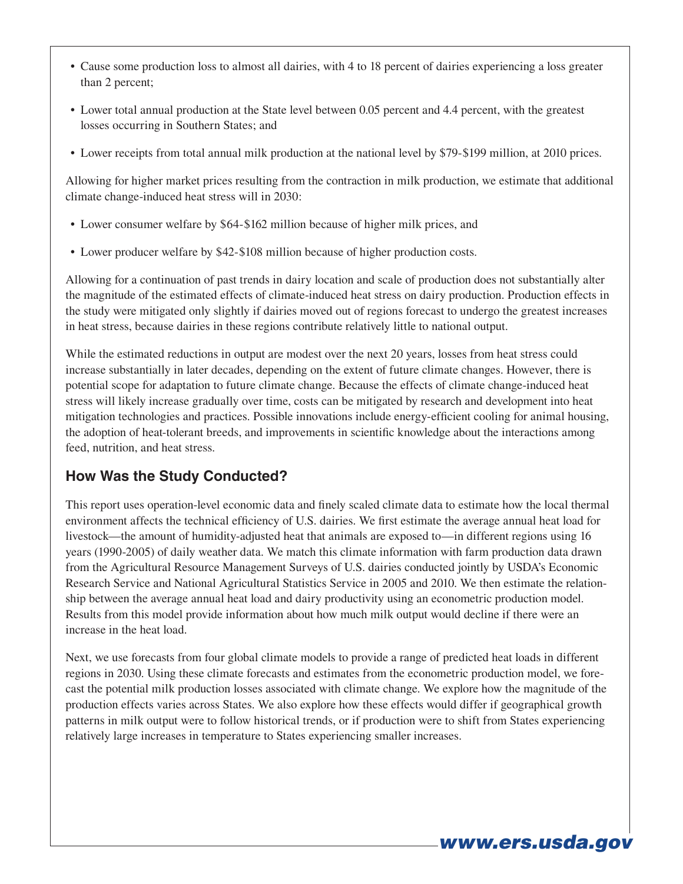- Cause some production loss to almost all dairies, with 4 to 18 percent of dairies experiencing a loss greater than 2 percent;
- Lower total annual production at the State level between 0.05 percent and 4.4 percent, with the greatest losses occurring in Southern States; and
- Lower receipts from total annual milk production at the national level by $79-$199 million, at 2010 prices.

Allowing for higher market prices resulting from the contraction in milk production, we estimate that additional climate change-induced heat stress will in 2030:

- Lower consumer welfare by $64-$162 million because of higher milk prices, and
- Lower producer welfare by $42-$108 million because of higher production costs.

Allowing for a continuation of past trends in dairy location and scale of production does not substantially alter the magnitude of the estimated effects of climate-induced heat stress on dairy production. Production effects in the study were mitigated only slightly if dairies moved out of regions forecast to undergo the greatest increases in heat stress, because dairies in these regions contribute relatively little to national output.

While the estimated reductions in output are modest over the next 20 years, losses from heat stress could increase substantially in later decades, depending on the extent of future climate changes. However, there is potential scope for adaptation to future climate change. Because the effects of climate change-induced heat stress will likely increase gradually over time, costs can be mitigated by research and development into heat mitigation technologies and practices. Possible innovations include energy-efficient cooling for animal housing, the adoption of heat-tolerant breeds, and improvements in scientific knowledge about the interactions among feed, nutrition, and heat stress.

## How Was the Study Conducted?

This report uses operation-level economic data and finely scaled climate data to estimate how the local thermal environment affects the technical efficiency of U.S. dairies. We first estimate the average annual heat load for livestock—the amount of humidity-adjusted heat that animals are exposed to—in different regions using 16 years (1990-2005) of daily weather data. We match this climate information with farm production data drawn from the Agricultural Resource Management Surveys of U.S. dairies conducted jointly by USDA's Economic Research Service and National Agricultural Statistics Service in 2005 and 2010. We then estimate the relationship between the average annual heat load and dairy productivity using an econometric production model. Results from this model provide information about how much milk output would decline if there were an increase in the heat load.

Next, we use forecasts from four global climate models to provide a range of predicted heat loads in different regions in 2030. Using these climate forecasts and estimates from the econometric production model, we forecast the potential milk production losses associated with climate change. We explore how the magnitude of the production effects varies across States. We also explore how these effects would differ if geographical growth patterns in milk output were to follow historical trends, or if production were to shift from States experiencing relatively large increases in temperature to States experiencing smaller increases.